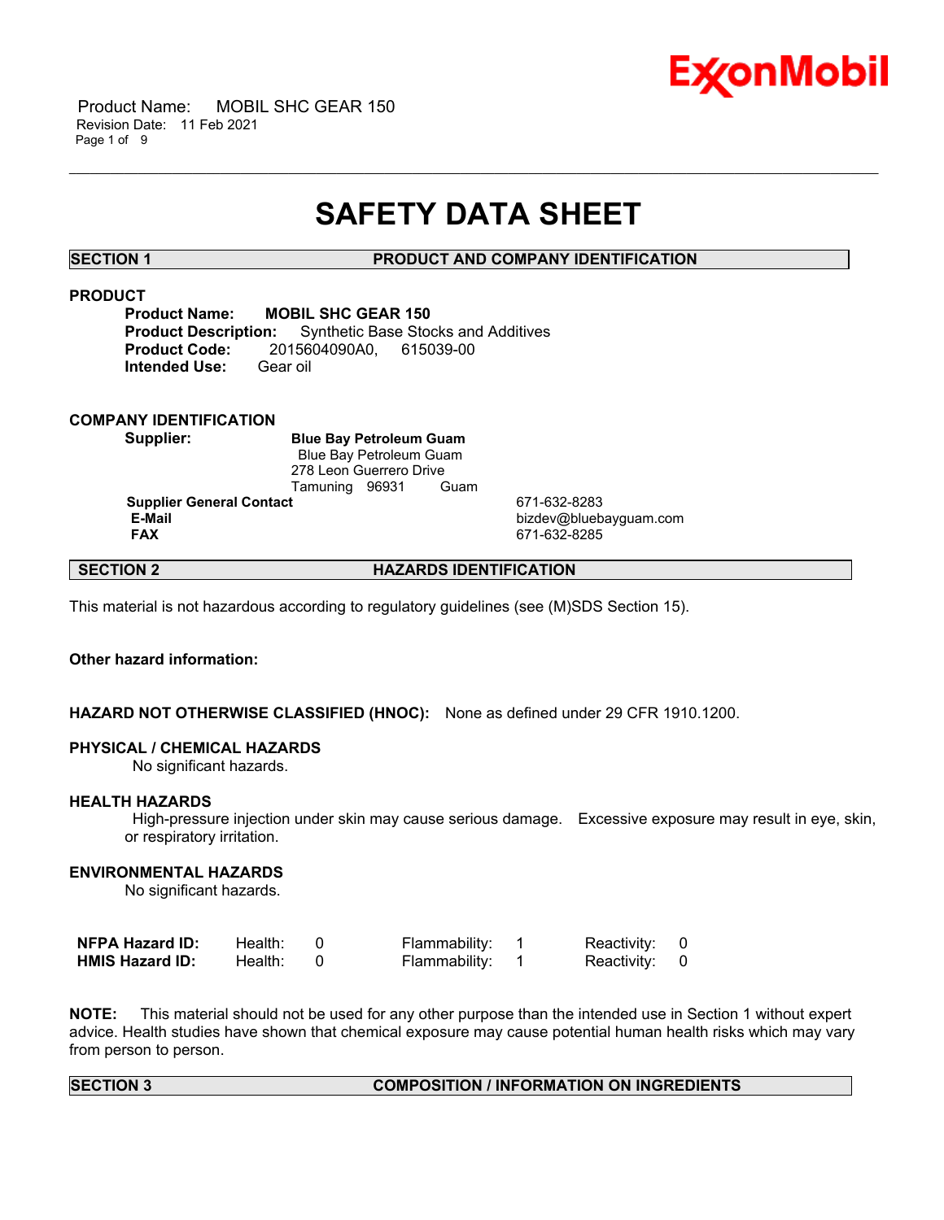# SAFETY DATA SHEET

## SECTION 1 PRODUCT AND COMPANY IDENTIFICATION

### PRODUCT

**Product Name:** **MOBIL SHC GEAR 150**
**Product Description:** Synthetic Base Stocks and Additives
**Product Code:** 2015604090A0, 615039-00
**Intended Use:** Gear oil

### COMPANY IDENTIFICATION

**Supplier:** **Blue Bay Petroleum Guam**
Blue Bay Petroleum Guam
278 Leon Guerrero Drive
Tamuning 96931 Guam

**Supplier General Contact** 671-632-8283
**E-Mail** bizdev@bluebayguam.com
**FAX** 671-632-8285

## SECTION 2 HAZARDS IDENTIFICATION

This material is not hazardous according to regulatory guidelines (see (M)SDS Section 15).

**Other hazard information:**

**HAZARD NOT OTHERWISE CLASSIFIED (HNOC):** None as defined under 29 CFR 1910.1200.

**PHYSICAL / CHEMICAL HAZARDS**

No significant hazards.

**HEALTH HAZARDS**

High-pressure injection under skin may cause serious damage. Excessive exposure may result in eye, skin, or respiratory irritation.

**ENVIRONMENTAL HAZARDS**

No significant hazards.

| | | | | | | |
|---|---|---|---|---|---|---|
| **NFPA Hazard ID:** | Health: | 0 | Flammability: | 1 | Reactivity: | 0 |
| **HMIS Hazard ID:** | Health: | 0 | Flammability: | 1 | Reactivity: | 0 |

**NOTE:** This material should not be used for any other purpose than the intended use in Section 1 without expert advice. Health studies have shown that chemical exposure may cause potential human health risks which may vary from person to person.

## SECTION 3 COMPOSITION / INFORMATION ON INGREDIENTS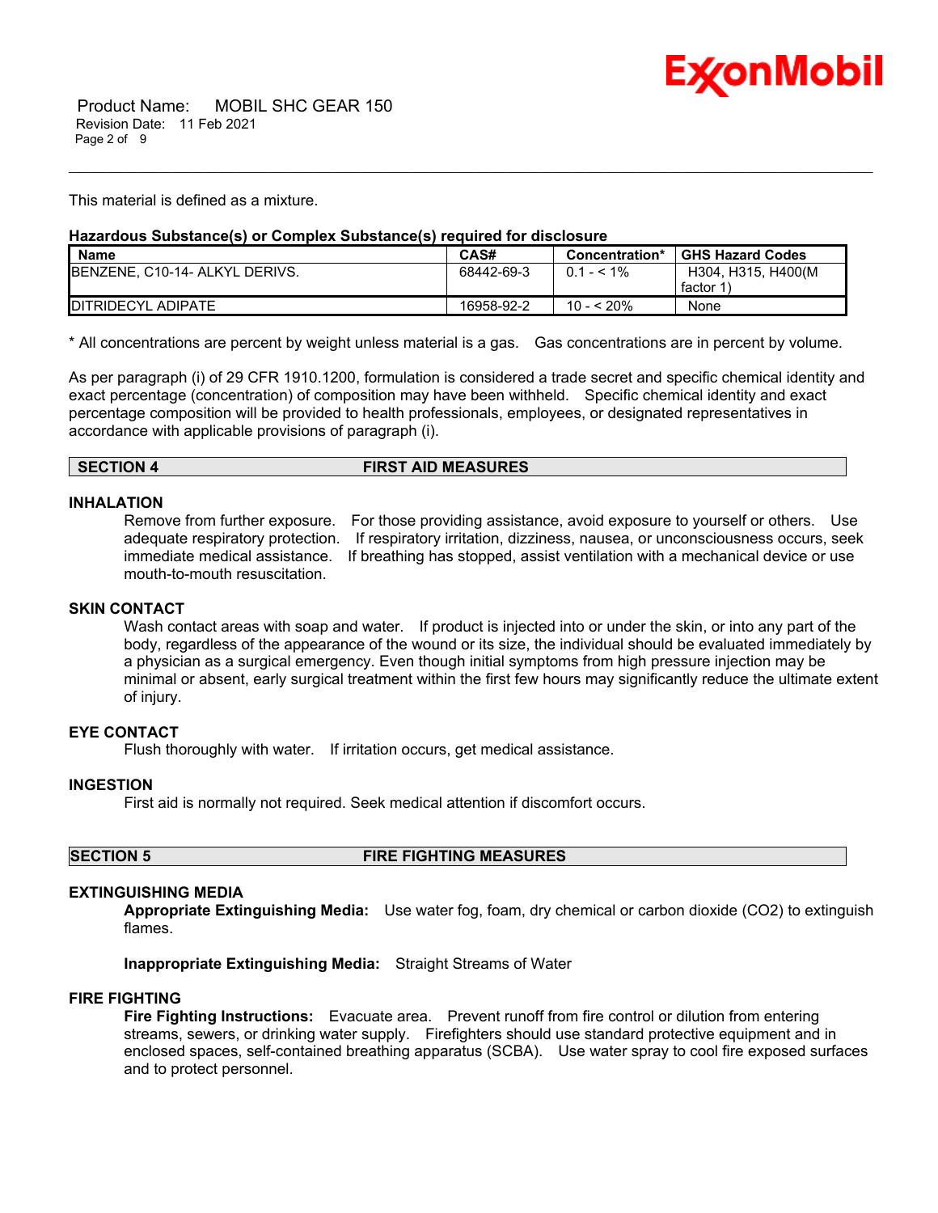This material is defined as a mixture.

**Hazardous Substance(s) or Complex Substance(s) required for disclosure**

| Name | CAS# | Concentration* | GHS Hazard Codes |
|---|---|---|---|
| BENZENE, C10-14- ALKYL DERIVS. | 68442-69-3 | 0.1 - < 1% | H304, H315, H400(M factor 1) |
| DITRIDECYL ADIPATE | 16958-92-2 | 10 - < 20% | None |

* All concentrations are percent by weight unless material is a gas. Gas concentrations are in percent by volume.

As per paragraph (i) of 29 CFR 1910.1200, formulation is considered a trade secret and specific chemical identity and exact percentage (concentration) of composition may have been withheld. Specific chemical identity and exact percentage composition will be provided to health professionals, employees, or designated representatives in accordance with applicable provisions of paragraph (i).

## SECTION 4 FIRST AID MEASURES

### INHALATION

Remove from further exposure. For those providing assistance, avoid exposure to yourself or others. Use adequate respiratory protection. If respiratory irritation, dizziness, nausea, or unconsciousness occurs, seek immediate medical assistance. If breathing has stopped, assist ventilation with a mechanical device or use mouth-to-mouth resuscitation.

### SKIN CONTACT

Wash contact areas with soap and water. If product is injected into or under the skin, or into any part of the body, regardless of the appearance of the wound or its size, the individual should be evaluated immediately by a physician as a surgical emergency. Even though initial symptoms from high pressure injection may be minimal or absent, early surgical treatment within the first few hours may significantly reduce the ultimate extent of injury.

### EYE CONTACT

Flush thoroughly with water. If irritation occurs, get medical assistance.

### INGESTION

First aid is normally not required. Seek medical attention if discomfort occurs.

## SECTION 5 FIRE FIGHTING MEASURES

### EXTINGUISHING MEDIA

**Appropriate Extinguishing Media:** Use water fog, foam, dry chemical or carbon dioxide ($CO_2$) to extinguish flames.

**Inappropriate Extinguishing Media:** Straight Streams of Water

### FIRE FIGHTING

**Fire Fighting Instructions:** Evacuate area. Prevent runoff from fire control or dilution from entering streams, sewers, or drinking water supply. Firefighters should use standard protective equipment and in enclosed spaces, self-contained breathing apparatus (SCBA). Use water spray to cool fire exposed surfaces and to protect personnel.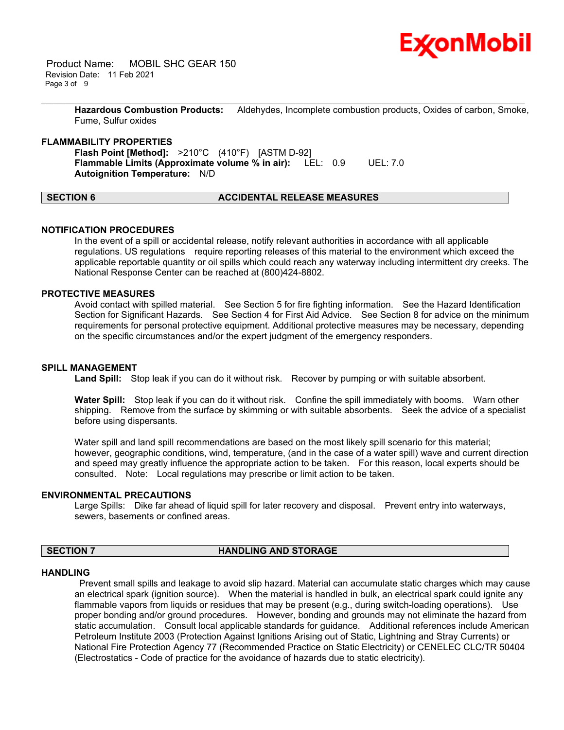**Hazardous Combustion Products:** Aldehydes, Incomplete combustion products, Oxides of carbon, Smoke, Fume, Sulfur oxides

### FLAMMABILITY PROPERTIES

**Flash Point [Method]:** >210°C (410°F) [ASTM D-92]
**Flammable Limits (Approximate volume % in air):** LEL: 0.9 UEL: 7.0
**Autoignition Temperature:** N/D

## SECTION 6 ACCIDENTAL RELEASE MEASURES

### NOTIFICATION PROCEDURES

In the event of a spill or accidental release, notify relevant authorities in accordance with all applicable regulations. US regulations require reporting releases of this material to the environment which exceed the applicable reportable quantity or oil spills which could reach any waterway including intermittent dry creeks. The National Response Center can be reached at (800)424-8802.

### PROTECTIVE MEASURES

Avoid contact with spilled material. See Section 5 for fire fighting information. See the Hazard Identification Section for Significant Hazards. See Section 4 for First Aid Advice. See Section 8 for advice on the minimum requirements for personal protective equipment. Additional protective measures may be necessary, depending on the specific circumstances and/or the expert judgment of the emergency responders.

### SPILL MANAGEMENT

**Land Spill:** Stop leak if you can do it without risk. Recover by pumping or with suitable absorbent.

**Water Spill:** Stop leak if you can do it without risk. Confine the spill immediately with booms. Warn other shipping. Remove from the surface by skimming or with suitable absorbents. Seek the advice of a specialist before using dispersants.

Water spill and land spill recommendations are based on the most likely spill scenario for this material; however, geographic conditions, wind, temperature, (and in the case of a water spill) wave and current direction and speed may greatly influence the appropriate action to be taken. For this reason, local experts should be consulted. Note: Local regulations may prescribe or limit action to be taken.

### ENVIRONMENTAL PRECAUTIONS

Large Spills: Dike far ahead of liquid spill for later recovery and disposal. Prevent entry into waterways, sewers, basements or confined areas.

## SECTION 7 HANDLING AND STORAGE

### HANDLING

Prevent small spills and leakage to avoid slip hazard. Material can accumulate static charges which may cause an electrical spark (ignition source). When the material is handled in bulk, an electrical spark could ignite any flammable vapors from liquids or residues that may be present (e.g., during switch-loading operations). Use proper bonding and/or ground procedures. However, bonding and grounds may not eliminate the hazard from static accumulation. Consult local applicable standards for guidance. Additional references include American Petroleum Institute 2003 (Protection Against Ignitions Arising out of Static, Lightning and Stray Currents) or National Fire Protection Agency 77 (Recommended Practice on Static Electricity) or CENELEC CLC/TR 50404 (Electrostatics - Code of practice for the avoidance of hazards due to static electricity).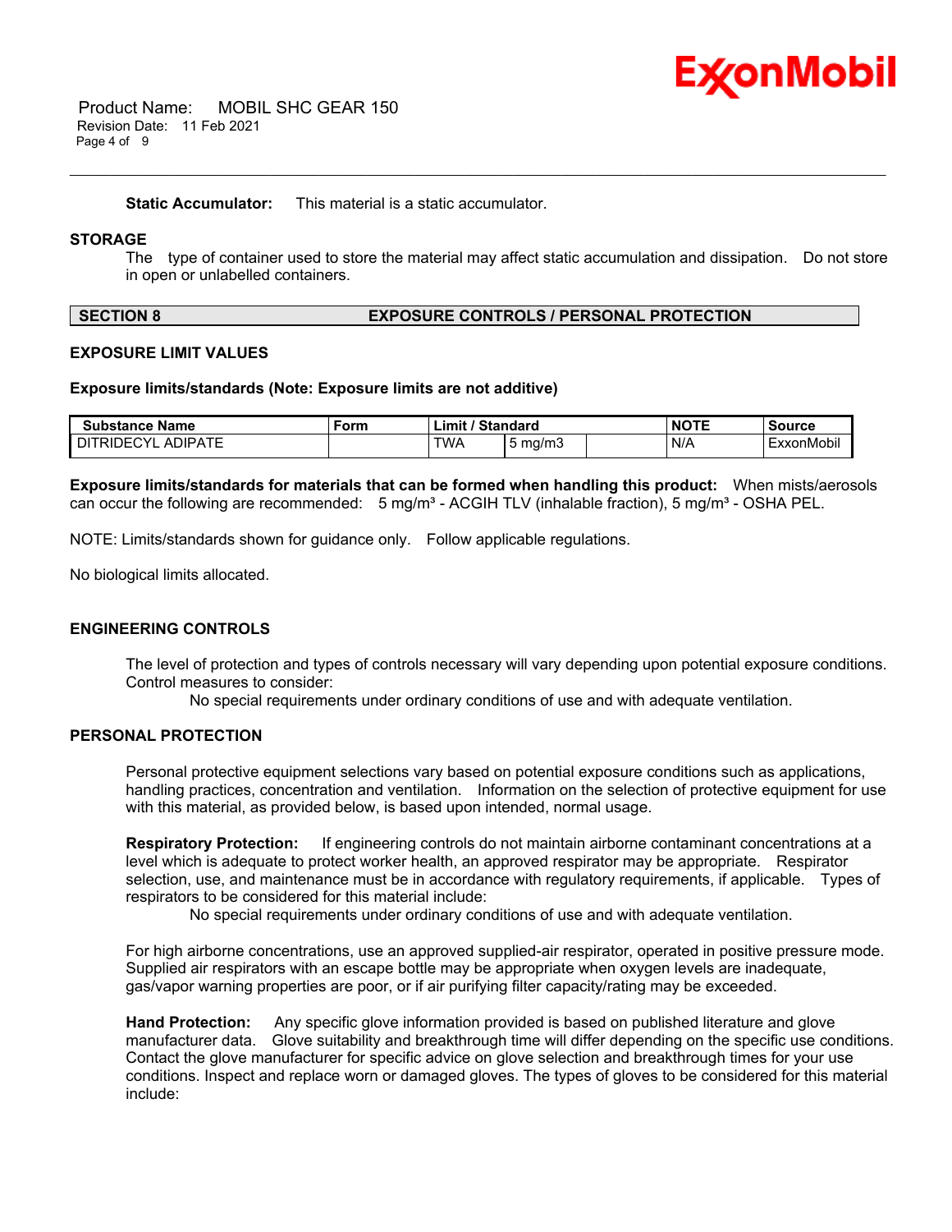**Static Accumulator:** This material is a static accumulator.

### STORAGE

The type of container used to store the material may affect static accumulation and dissipation. Do not store in open or unlabelled containers.

## SECTION 8 EXPOSURE CONTROLS / PERSONAL PROTECTION

### EXPOSURE LIMIT VALUES

**Exposure limits/standards (Note: Exposure limits are not additive)**

| Substance Name | Form | Limit / Standard | | | NOTE | Source |
|---|---|---|---|---|---|---|
| DITRIDECYL ADIPATE | | TWA | 5 mg/m3 | | N/A | ExxonMobil |

**Exposure limits/standards for materials that can be formed when handling this product:** When mists/aerosols can occur the following are recommended: 5 mg/m³ - ACGIH TLV (inhalable fraction), 5 mg/m³ - OSHA PEL.

NOTE: Limits/standards shown for guidance only. Follow applicable regulations.

No biological limits allocated.

### ENGINEERING CONTROLS

The level of protection and types of controls necessary will vary depending upon potential exposure conditions. Control measures to consider:

No special requirements under ordinary conditions of use and with adequate ventilation.

### PERSONAL PROTECTION

Personal protective equipment selections vary based on potential exposure conditions such as applications, handling practices, concentration and ventilation. Information on the selection of protective equipment for use with this material, as provided below, is based upon intended, normal usage.

**Respiratory Protection:** If engineering controls do not maintain airborne contaminant concentrations at a level which is adequate to protect worker health, an approved respirator may be appropriate. Respirator selection, use, and maintenance must be in accordance with regulatory requirements, if applicable. Types of respirators to be considered for this material include:

No special requirements under ordinary conditions of use and with adequate ventilation.

For high airborne concentrations, use an approved supplied-air respirator, operated in positive pressure mode. Supplied air respirators with an escape bottle may be appropriate when oxygen levels are inadequate, gas/vapor warning properties are poor, or if air purifying filter capacity/rating may be exceeded.

**Hand Protection:** Any specific glove information provided is based on published literature and glove manufacturer data. Glove suitability and breakthrough time will differ depending on the specific use conditions. Contact the glove manufacturer for specific advice on glove selection and breakthrough times for your use conditions. Inspect and replace worn or damaged gloves. The types of gloves to be considered for this material include: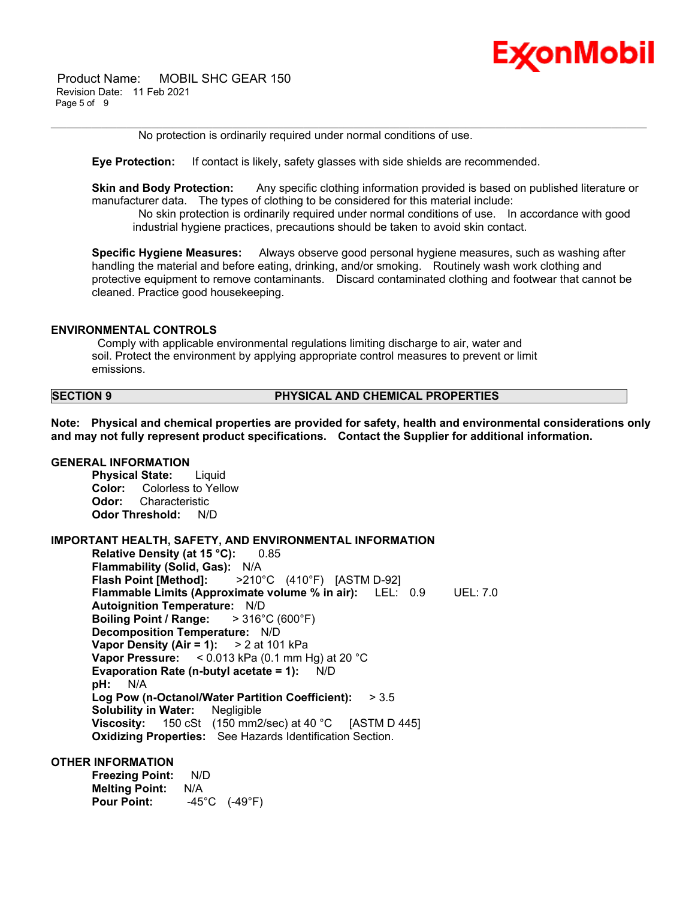No protection is ordinarily required under normal conditions of use.

**Eye Protection:** If contact is likely, safety glasses with side shields are recommended.

**Skin and Body Protection:** Any specific clothing information provided is based on published literature or manufacturer data. The types of clothing to be considered for this material include:

No skin protection is ordinarily required under normal conditions of use. In accordance with good industrial hygiene practices, precautions should be taken to avoid skin contact.

**Specific Hygiene Measures:** Always observe good personal hygiene measures, such as washing after handling the material and before eating, drinking, and/or smoking. Routinely wash work clothing and protective equipment to remove contaminants. Discard contaminated clothing and footwear that cannot be cleaned. Practice good housekeeping.

### ENVIRONMENTAL CONTROLS

Comply with applicable environmental regulations limiting discharge to air, water and soil. Protect the environment by applying appropriate control measures to prevent or limit emissions.

## SECTION 9 PHYSICAL AND CHEMICAL PROPERTIES

**Note: Physical and chemical properties are provided for safety, health and environmental considerations only and may not fully represent product specifications. Contact the Supplier for additional information.**

### GENERAL INFORMATION

**Physical State:** Liquid
**Color:** Colorless to Yellow
**Odor:** Characteristic
**Odor Threshold:** N/D

### IMPORTANT HEALTH, SAFETY, AND ENVIRONMENTAL INFORMATION

**Relative Density (at 15 °C):** 0.85
**Flammability (Solid, Gas):** N/A
**Flash Point [Method]:** >210°C (410°F) [ASTM D-92]
**Flammable Limits (Approximate volume % in air):** LEL: 0.9 UEL: 7.0
**Autoignition Temperature:** N/D
**Boiling Point / Range:** > 316°C (600°F)
**Decomposition Temperature:** N/D
**Vapor Density (Air = 1):** > 2 at 101 kPa
**Vapor Pressure:** < 0.013 kPa (0.1 mm Hg) at 20 °C
**Evaporation Rate (n-butyl acetate = 1):** N/D
**pH:** N/A
**Log Pow (n-Octanol/Water Partition Coefficient):** > 3.5
**Solubility in Water:** Negligible
**Viscosity:** 150 cSt (150 mm2/sec) at 40 °C [ASTM D 445]
**Oxidizing Properties:** See Hazards Identification Section.

### OTHER INFORMATION

**Freezing Point:** N/D
**Melting Point:** N/A
**Pour Point:** -45°C (-49°F)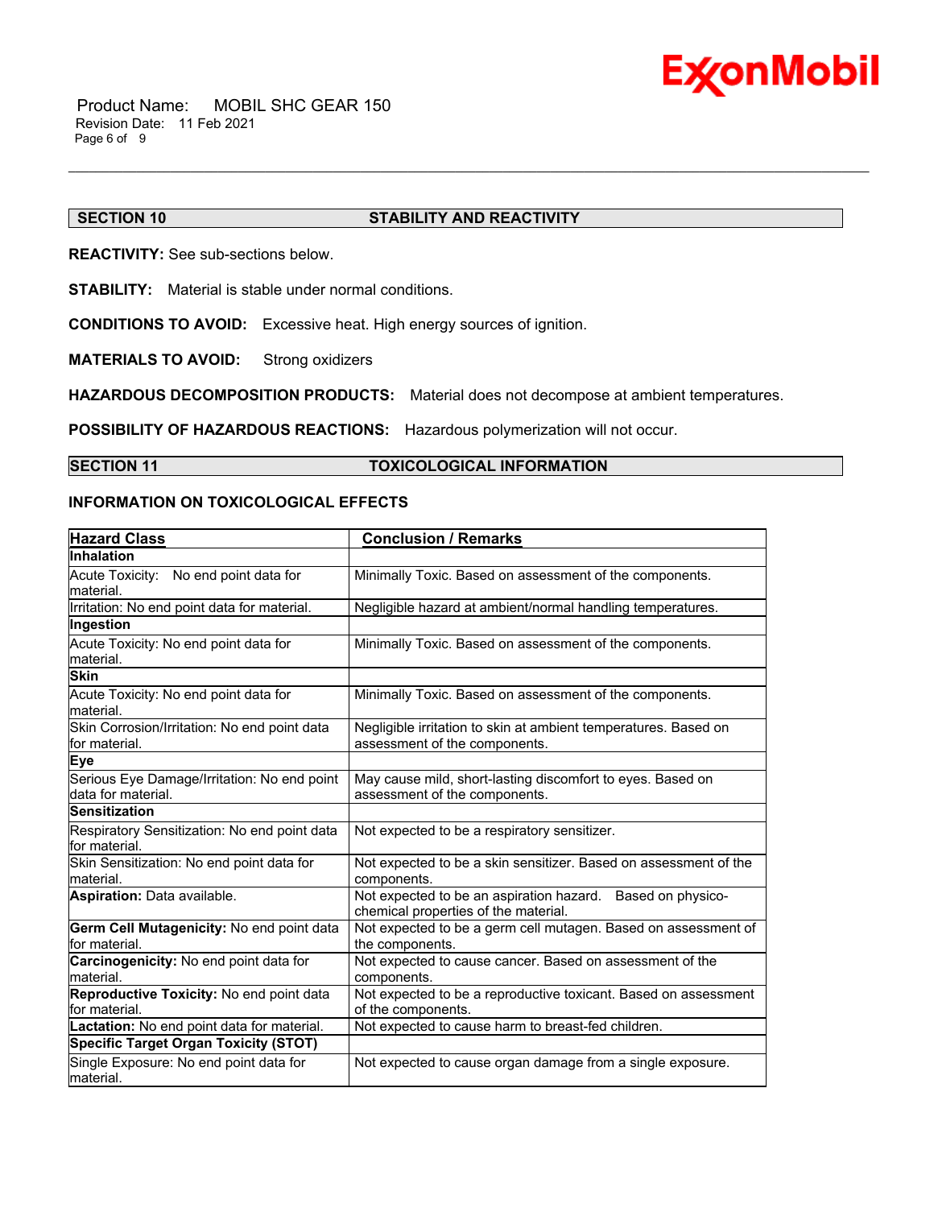## SECTION 10 STABILITY AND REACTIVITY

**REACTIVITY:** See sub-sections below.

**STABILITY:** Material is stable under normal conditions.

**CONDITIONS TO AVOID:** Excessive heat. High energy sources of ignition.

**MATERIALS TO AVOID:** Strong oxidizers

**HAZARDOUS DECOMPOSITION PRODUCTS:** Material does not decompose at ambient temperatures.

**POSSIBILITY OF HAZARDOUS REACTIONS:** Hazardous polymerization will not occur.

## SECTION 11 TOXICOLOGICAL INFORMATION

### INFORMATION ON TOXICOLOGICAL EFFECTS

| Hazard Class | Conclusion / Remarks |
|---|---|
| **Inhalation** | |
| Acute Toxicity: No end point data for material. | Minimally Toxic. Based on assessment of the components. |
| Irritation: No end point data for material. | Negligible hazard at ambient/normal handling temperatures. |
| **Ingestion** | |
| Acute Toxicity: No end point data for material. | Minimally Toxic. Based on assessment of the components. |
| **Skin** | |
| Acute Toxicity: No end point data for material. | Minimally Toxic. Based on assessment of the components. |
| Skin Corrosion/Irritation: No end point data for material. | Negligible irritation to skin at ambient temperatures. Based on assessment of the components. |
| **Eye** | |
| Serious Eye Damage/Irritation: No end point data for material. | May cause mild, short-lasting discomfort to eyes. Based on assessment of the components. |
| **Sensitization** | |
| Respiratory Sensitization: No end point data for material. | Not expected to be a respiratory sensitizer. |
| Skin Sensitization: No end point data for material. | Not expected to be a skin sensitizer. Based on assessment of the components. |
| **Aspiration:** Data available. | Not expected to be an aspiration hazard. Based on physico-chemical properties of the material. |
| **Germ Cell Mutagenicity:** No end point data for material. | Not expected to be a germ cell mutagen. Based on assessment of the components. |
| **Carcinogenicity:** No end point data for material. | Not expected to cause cancer. Based on assessment of the components. |
| **Reproductive Toxicity:** No end point data for material. | Not expected to be a reproductive toxicant. Based on assessment of the components. |
| **Lactation:** No end point data for material. | Not expected to cause harm to breast-fed children. |
| **Specific Target Organ Toxicity (STOT)** | |
| Single Exposure: No end point data for material. | Not expected to cause organ damage from a single exposure. |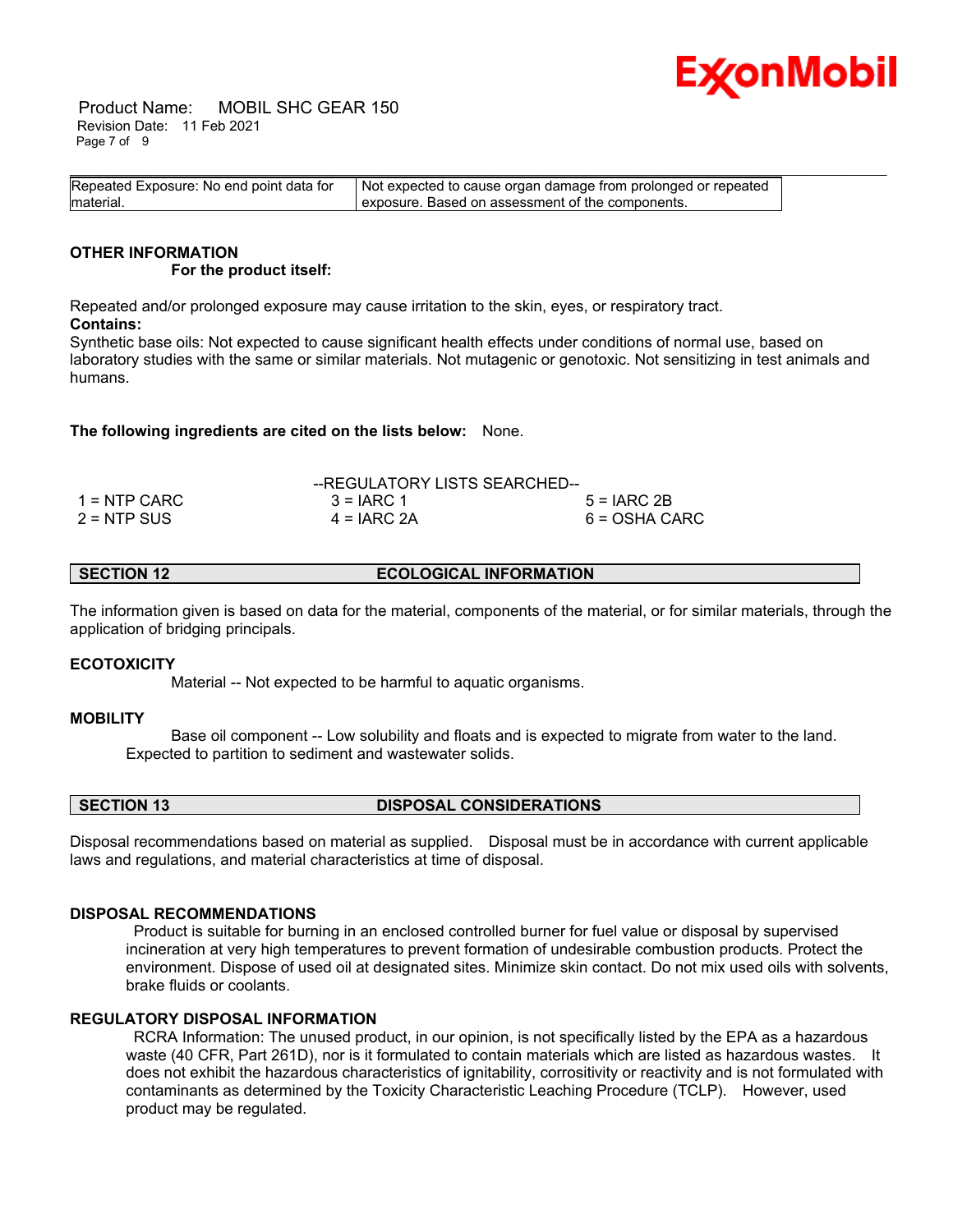| Repeated Exposure: No end point data for material. | Not expected to cause organ damage from prolonged or repeated exposure. Based on assessment of the components. |
|---|---|

**OTHER INFORMATION**

**For the product itself:**

Repeated and/or prolonged exposure may cause irritation to the skin, eyes, or respiratory tract.

**Contains:**

Synthetic base oils: Not expected to cause significant health effects under conditions of normal use, based on laboratory studies with the same or similar materials. Not mutagenic or genotoxic. Not sensitizing in test animals and humans.

**The following ingredients are cited on the lists below:** None.

--REGULATORY LISTS SEARCHED--

| | | |
|---|---|---|
| 1 = NTP CARC | 3 = IARC 1 | 5 = IARC 2B |
| 2 = NTP SUS | 4 = IARC 2A | 6 = OSHA CARC |

## SECTION 12 ECOLOGICAL INFORMATION

The information given is based on data for the material, components of the material, or for similar materials, through the application of bridging principals.

**ECOTOXICITY**

Material -- Not expected to be harmful to aquatic organisms.

**MOBILITY**

Base oil component -- Low solubility and floats and is expected to migrate from water to the land. Expected to partition to sediment and wastewater solids.

## SECTION 13 DISPOSAL CONSIDERATIONS

Disposal recommendations based on material as supplied. Disposal must be in accordance with current applicable laws and regulations, and material characteristics at time of disposal.

**DISPOSAL RECOMMENDATIONS**

Product is suitable for burning in an enclosed controlled burner for fuel value or disposal by supervised incineration at very high temperatures to prevent formation of undesirable combustion products. Protect the environment. Dispose of used oil at designated sites. Minimize skin contact. Do not mix used oils with solvents, brake fluids or coolants.

**REGULATORY DISPOSAL INFORMATION**

RCRA Information: The unused product, in our opinion, is not specifically listed by the EPA as a hazardous waste (40 CFR, Part 261D), nor is it formulated to contain materials which are listed as hazardous wastes. It does not exhibit the hazardous characteristics of ignitability, corrositivity or reactivity and is not formulated with contaminants as determined by the Toxicity Characteristic Leaching Procedure (TCLP). However, used product may be regulated.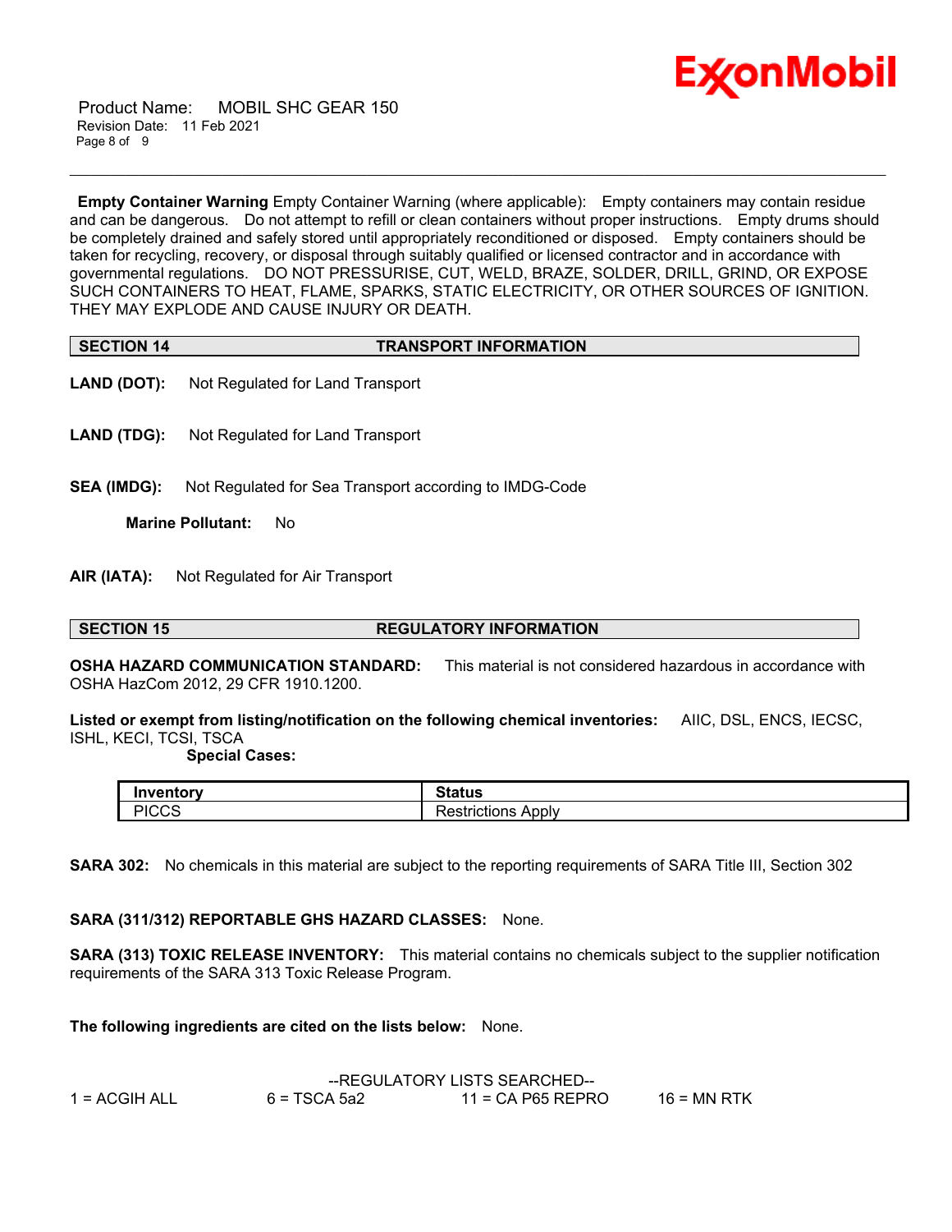**Empty Container Warning** Empty Container Warning (where applicable): Empty containers may contain residue and can be dangerous. Do not attempt to refill or clean containers without proper instructions. Empty drums should be completely drained and safely stored until appropriately reconditioned or disposed. Empty containers should be taken for recycling, recovery, or disposal through suitably qualified or licensed contractor and in accordance with governmental regulations. DO NOT PRESSURISE, CUT, WELD, BRAZE, SOLDER, DRILL, GRIND, OR EXPOSE SUCH CONTAINERS TO HEAT, FLAME, SPARKS, STATIC ELECTRICITY, OR OTHER SOURCES OF IGNITION. THEY MAY EXPLODE AND CAUSE INJURY OR DEATH.

## SECTION 14 TRANSPORT INFORMATION

**LAND (DOT):** Not Regulated for Land Transport

**LAND (TDG):** Not Regulated for Land Transport

**SEA (IMDG):** Not Regulated for Sea Transport according to IMDG-Code

**Marine Pollutant:** No

**AIR (IATA):** Not Regulated for Air Transport

## SECTION 15 REGULATORY INFORMATION

**OSHA HAZARD COMMUNICATION STANDARD:** This material is not considered hazardous in accordance with OSHA HazCom 2012, 29 CFR 1910.1200.

**Listed or exempt from listing/notification on the following chemical inventories:** AIIC, DSL, ENCS, IECSC, ISHL, KECI, TCSI, TSCA

**Special Cases:**

| Inventory | Status |
|---|---|
| PICCS | Restrictions Apply |

**SARA 302:** No chemicals in this material are subject to the reporting requirements of SARA Title III, Section 302

**SARA (311/312) REPORTABLE GHS HAZARD CLASSES:** None.

**SARA (313) TOXIC RELEASE INVENTORY:** This material contains no chemicals subject to the supplier notification requirements of the SARA 313 Toxic Release Program.

**The following ingredients are cited on the lists below:** None.

--REGULATORY LISTS SEARCHED--

| | | | |
|---|---|---|---|
| 1 = ACGIH ALL | 6 = TSCA 5a2 | 11 = CA P65 REPRO | 16 = MN RTK |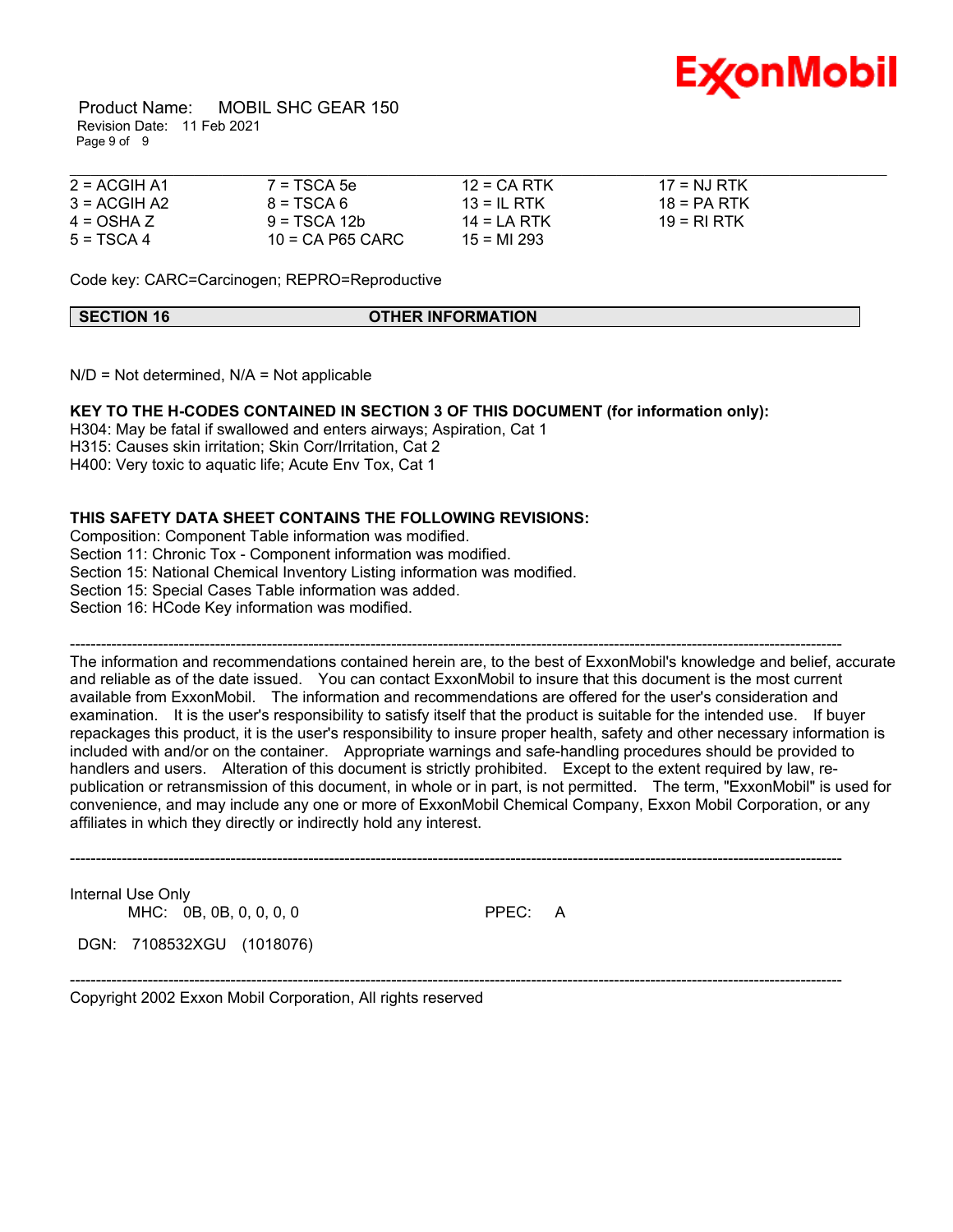| | | | |
|---|---|---|---|
| 2 = ACGIH A1 | 7 = TSCA 5e | 12 = CA RTK | 17 = NJ RTK |
| 3 = ACGIH A2 | 8 = TSCA 6 | 13 = IL RTK | 18 = PA RTK |
| 4 = OSHA Z | 9 = TSCA 12b | 14 = LA RTK | 19 = RI RTK |
| 5 = TSCA 4 | 10 = CA P65 CARC | 15 = MI 293 | |

Code key: CARC=Carcinogen; REPRO=Reproductive

## SECTION 16 OTHER INFORMATION

N/D = Not determined, N/A = Not applicable

**KEY TO THE H-CODES CONTAINED IN SECTION 3 OF THIS DOCUMENT (for information only):**

H304: May be fatal if swallowed and enters airways; Aspiration, Cat 1
H315: Causes skin irritation; Skin Corr/Irritation, Cat 2
H400: Very toxic to aquatic life; Acute Env Tox, Cat 1

**THIS SAFETY DATA SHEET CONTAINS THE FOLLOWING REVISIONS:**

Composition: Component Table information was modified.
Section 11: Chronic Tox - Component information was modified.
Section 15: National Chemical Inventory Listing information was modified.
Section 15: Special Cases Table information was added.
Section 16: HCode Key information was modified.

---

The information and recommendations contained herein are, to the best of ExxonMobil's knowledge and belief, accurate and reliable as of the date issued. You can contact ExxonMobil to insure that this document is the most current available from ExxonMobil. The information and recommendations are offered for the user's consideration and examination. It is the user's responsibility to satisfy itself that the product is suitable for the intended use. If buyer repackages this product, it is the user's responsibility to insure proper health, safety and other necessary information is included with and/or on the container. Appropriate warnings and safe-handling procedures should be provided to handlers and users. Alteration of this document is strictly prohibited. Except to the extent required by law, re-publication or retransmission of this document, in whole or in part, is not permitted. The term, "ExxonMobil" is used for convenience, and may include any one or more of ExxonMobil Chemical Company, Exxon Mobil Corporation, or any affiliates in which they directly or indirectly hold any interest.

---

Internal Use Only
MHC: 0B, 0B, 0, 0, 0, 0 PPEC: A

DGN: 7108532XGU (1018076)

---

Copyright 2002 Exxon Mobil Corporation, All rights reserved